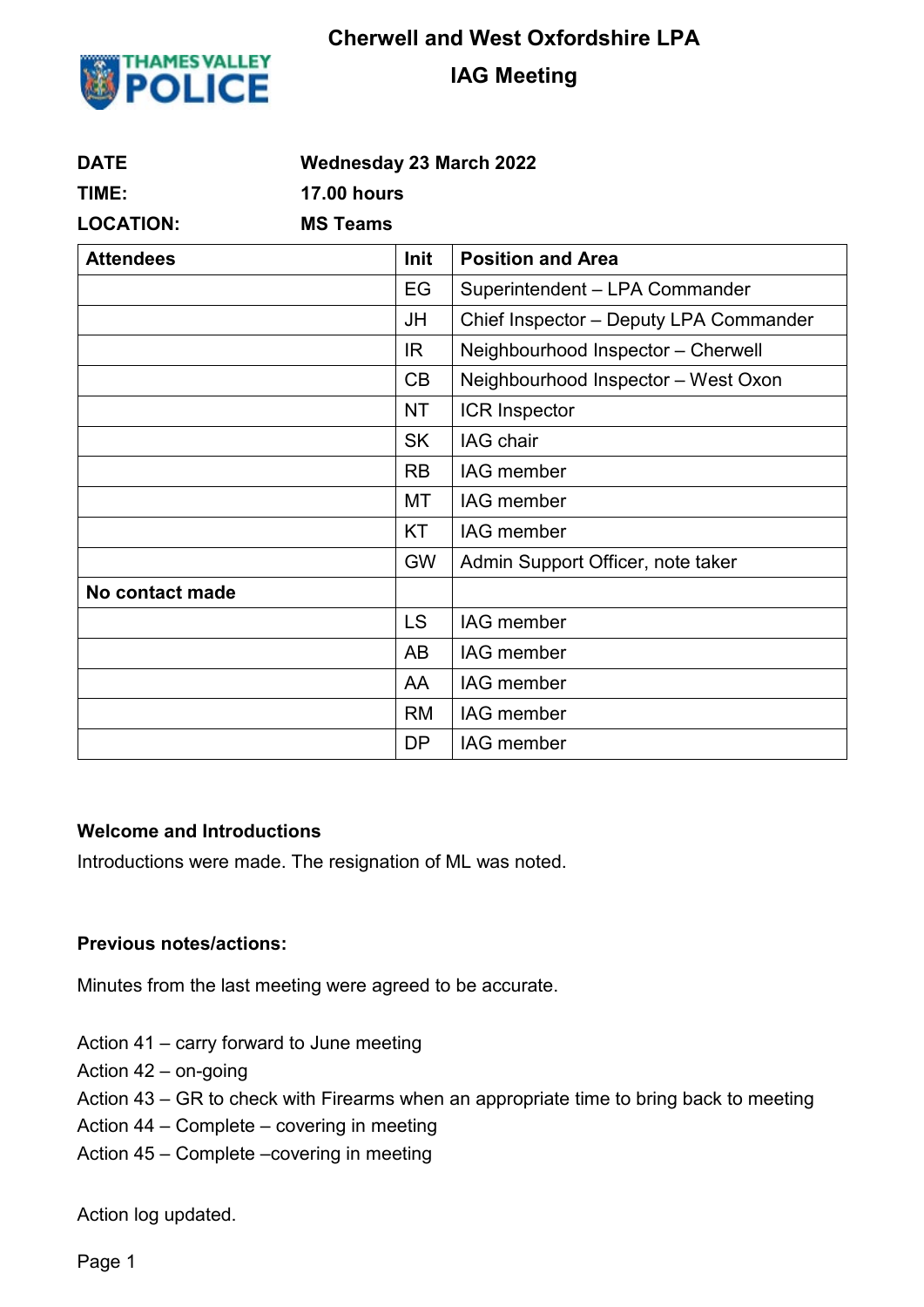# Cherwell and West Oxfordshire LPA

## IAG Meeting

| | |
|---|---|
| **DATE** | **Wednesday 23 March 2022** |
| **TIME:** | **17.00 hours** |
| **LOCATION:** | **MS Teams** |

| **Attendees** | **Init** | **Position and Area** |
|---|---|---|
| | EG | Superintendent – LPA Commander |
| | JH | Chief Inspector – Deputy LPA Commander |
| | IR | Neighbourhood Inspector – Cherwell |
| | CB | Neighbourhood Inspector – West Oxon |
| | NT | ICR Inspector |
| | SK | IAG chair |
| | RB | IAG member |
| | MT | IAG member |
| | KT | IAG member |
| | GW | Admin Support Officer, note taker |
| **No contact made** | | |
| | LS | IAG member |
| | AB | IAG member |
| | AA | IAG member |
| | RM | IAG member |
| | DP | IAG member |

**Welcome and Introductions**

Introductions were made. The resignation of ML was noted.

**Previous notes/actions:**

Minutes from the last meeting were agreed to be accurate.

Action 41 – carry forward to June meeting
Action 42 – on-going
Action 43 – GR to check with Firearms when an appropriate time to bring back to meeting
Action 44 – Complete – covering in meeting
Action 45 – Complete –covering in meeting

Action log updated.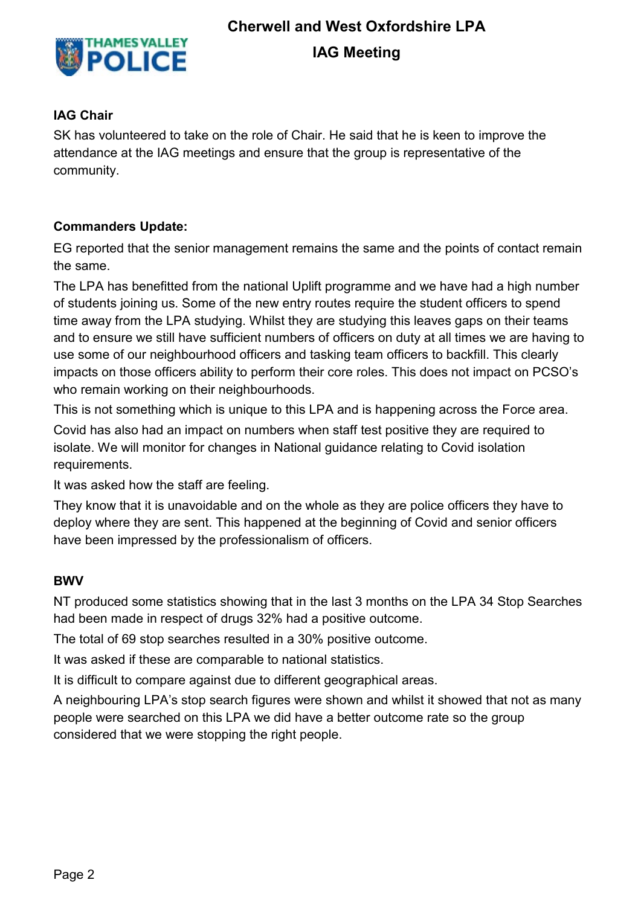**IAG Chair**

SK has volunteered to take on the role of Chair. He said that he is keen to improve the attendance at the IAG meetings and ensure that the group is representative of the community.

**Commanders Update:**

EG reported that the senior management remains the same and the points of contact remain the same.

The LPA has benefitted from the national Uplift programme and we have had a high number of students joining us. Some of the new entry routes require the student officers to spend time away from the LPA studying. Whilst they are studying this leaves gaps on their teams and to ensure we still have sufficient numbers of officers on duty at all times we are having to use some of our neighbourhood officers and tasking team officers to backfill. This clearly impacts on those officers ability to perform their core roles. This does not impact on PCSO's who remain working on their neighbourhoods.

This is not something which is unique to this LPA and is happening across the Force area.

Covid has also had an impact on numbers when staff test positive they are required to isolate. We will monitor for changes in National guidance relating to Covid isolation requirements.

It was asked how the staff are feeling.

They know that it is unavoidable and on the whole as they are police officers they have to deploy where they are sent. This happened at the beginning of Covid and senior officers have been impressed by the professionalism of officers.

**BWV**

NT produced some statistics showing that in the last 3 months on the LPA 34 Stop Searches had been made in respect of drugs 32% had a positive outcome.

The total of 69 stop searches resulted in a 30% positive outcome.

It was asked if these are comparable to national statistics.

It is difficult to compare against due to different geographical areas.

A neighbouring LPA's stop search figures were shown and whilst it showed that not as many people were searched on this LPA we did have a better outcome rate so the group considered that we were stopping the right people.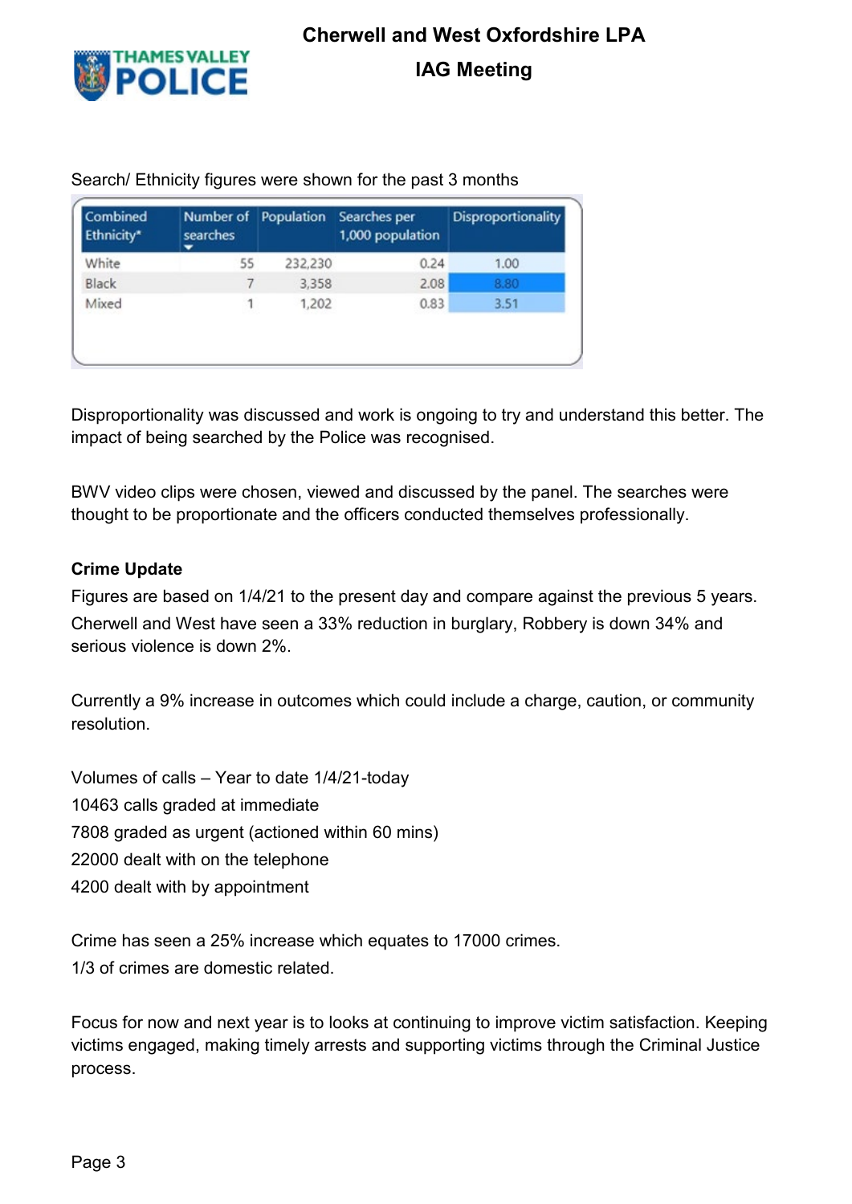Search/ Ethnicity figures were shown for the past 3 months

| Combined Ethnicity* | Number of searches | Population | Searches per 1,000 population | Disproportionality |
|---|---|---|---|---|
| White | 55 | 232,230 | 0.24 | 1.00 |
| Black | 7 | 3,358 | 2.08 | 8.80 |
| Mixed | 1 | 1,202 | 0.83 | 3.51 |

Disproportionality was discussed and work is ongoing to try and understand this better. The impact of being searched by the Police was recognised.

BWV video clips were chosen, viewed and discussed by the panel. The searches were thought to be proportionate and the officers conducted themselves professionally.

**Crime Update**

Figures are based on 1/4/21 to the present day and compare against the previous 5 years. Cherwell and West have seen a 33% reduction in burglary, Robbery is down 34% and serious violence is down 2%.

Currently a 9% increase in outcomes which could include a charge, caution, or community resolution.

Volumes of calls – Year to date 1/4/21-today
10463 calls graded at immediate
7808 graded as urgent (actioned within 60 mins)
22000 dealt with on the telephone
4200 dealt with by appointment

Crime has seen a 25% increase which equates to 17000 crimes.
1/3 of crimes are domestic related.

Focus for now and next year is to looks at continuing to improve victim satisfaction. Keeping victims engaged, making timely arrests and supporting victims through the Criminal Justice process.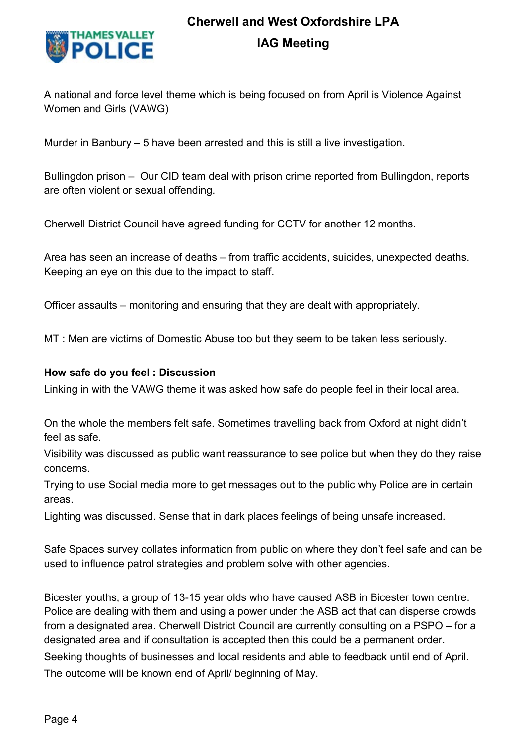A national and force level theme which is being focused on from April is Violence Against Women and Girls (VAWG)

Murder in Banbury – 5 have been arrested and this is still a live investigation.

Bullingdon prison – Our CID team deal with prison crime reported from Bullingdon, reports are often violent or sexual offending.

Cherwell District Council have agreed funding for CCTV for another 12 months.

Area has seen an increase of deaths – from traffic accidents, suicides, unexpected deaths. Keeping an eye on this due to the impact to staff.

Officer assaults – monitoring and ensuring that they are dealt with appropriately.

MT : Men are victims of Domestic Abuse too but they seem to be taken less seriously.

**How safe do you feel : Discussion**

Linking in with the VAWG theme it was asked how safe do people feel in their local area.

On the whole the members felt safe. Sometimes travelling back from Oxford at night didn't feel as safe.

Visibility was discussed as public want reassurance to see police but when they do they raise concerns.

Trying to use Social media more to get messages out to the public why Police are in certain areas.

Lighting was discussed. Sense that in dark places feelings of being unsafe increased.

Safe Spaces survey collates information from public on where they don't feel safe and can be used to influence patrol strategies and problem solve with other agencies.

Bicester youths, a group of 13-15 year olds who have caused ASB in Bicester town centre. Police are dealing with them and using a power under the ASB act that can disperse crowds from a designated area. Cherwell District Council are currently consulting on a PSPO – for a designated area and if consultation is accepted then this could be a permanent order.

Seeking thoughts of businesses and local residents and able to feedback until end of April.

The outcome will be known end of April/ beginning of May.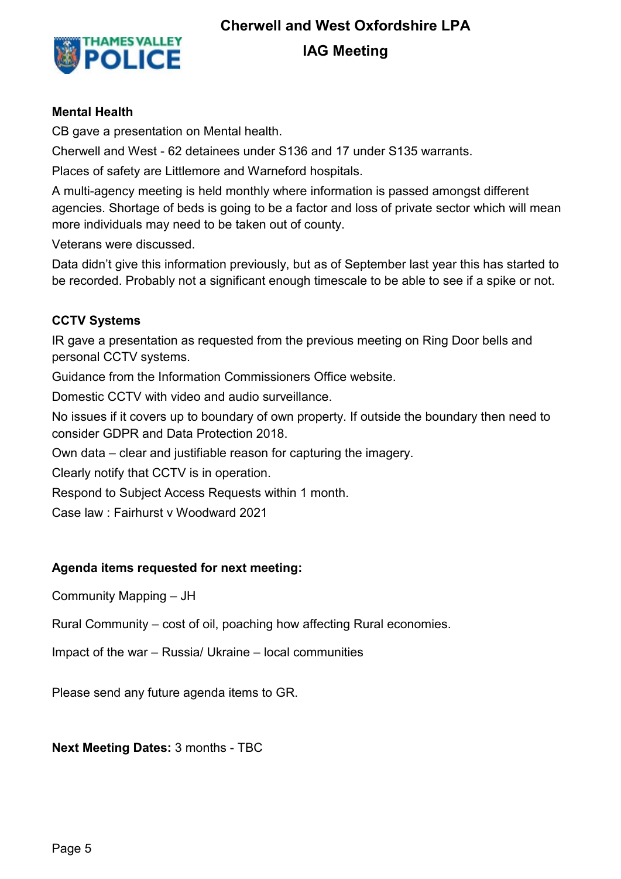**Mental Health**

CB gave a presentation on Mental health.

Cherwell and West - 62 detainees under S136 and 17 under S135 warrants.

Places of safety are Littlemore and Warneford hospitals.

A multi-agency meeting is held monthly where information is passed amongst different agencies. Shortage of beds is going to be a factor and loss of private sector which will mean more individuals may need to be taken out of county.

Veterans were discussed.

Data didn't give this information previously, but as of September last year this has started to be recorded. Probably not a significant enough timescale to be able to see if a spike or not.

**CCTV Systems**

IR gave a presentation as requested from the previous meeting on Ring Door bells and personal CCTV systems.

Guidance from the Information Commissioners Office website.

Domestic CCTV with video and audio surveillance.

No issues if it covers up to boundary of own property. If outside the boundary then need to consider GDPR and Data Protection 2018.

Own data – clear and justifiable reason for capturing the imagery.

Clearly notify that CCTV is in operation.

Respond to Subject Access Requests within 1 month.

Case law : Fairhurst v Woodward 2021

**Agenda items requested for next meeting:**

Community Mapping – JH

Rural Community – cost of oil, poaching how affecting Rural economies.

Impact of the war – Russia/ Ukraine – local communities

Please send any future agenda items to GR.

**Next Meeting Dates:** 3 months - TBC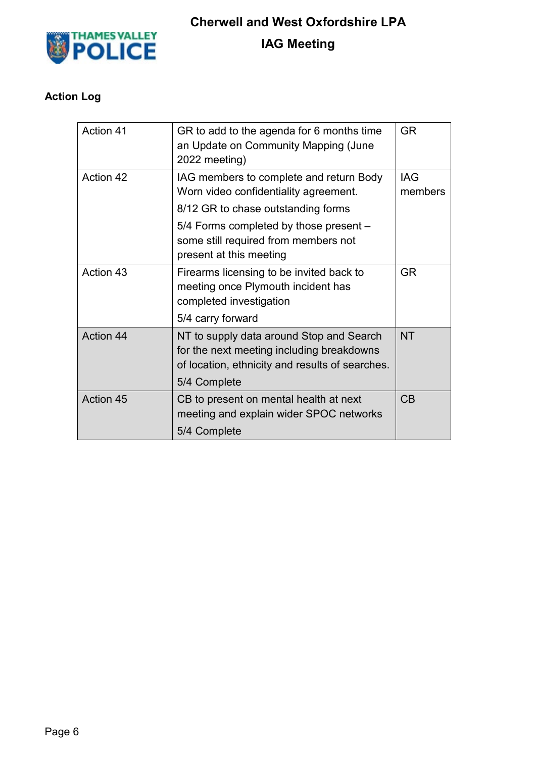Cherwell and West Oxfordshire LPA

IAG Meeting

**Action Log**

| | | |
|---|---|---|
| Action 41 | GR to add to the agenda for 6 months time an Update on Community Mapping (June 2022 meeting) | GR |
| Action 42 | IAG members to complete and return Body Worn video confidentiality agreement.<br>8/12 GR to chase outstanding forms<br>5/4 Forms completed by those present – some still required from members not present at this meeting | IAG members |
| Action 43 | Firearms licensing to be invited back to meeting once Plymouth incident has completed investigation<br>5/4 carry forward | GR |
| Action 44 | NT to supply data around Stop and Search for the next meeting including breakdowns of location, ethnicity and results of searches.<br>5/4 Complete | NT |
| Action 45 | CB to present on mental health at next meeting and explain wider SPOC networks<br>5/4 Complete | CB |